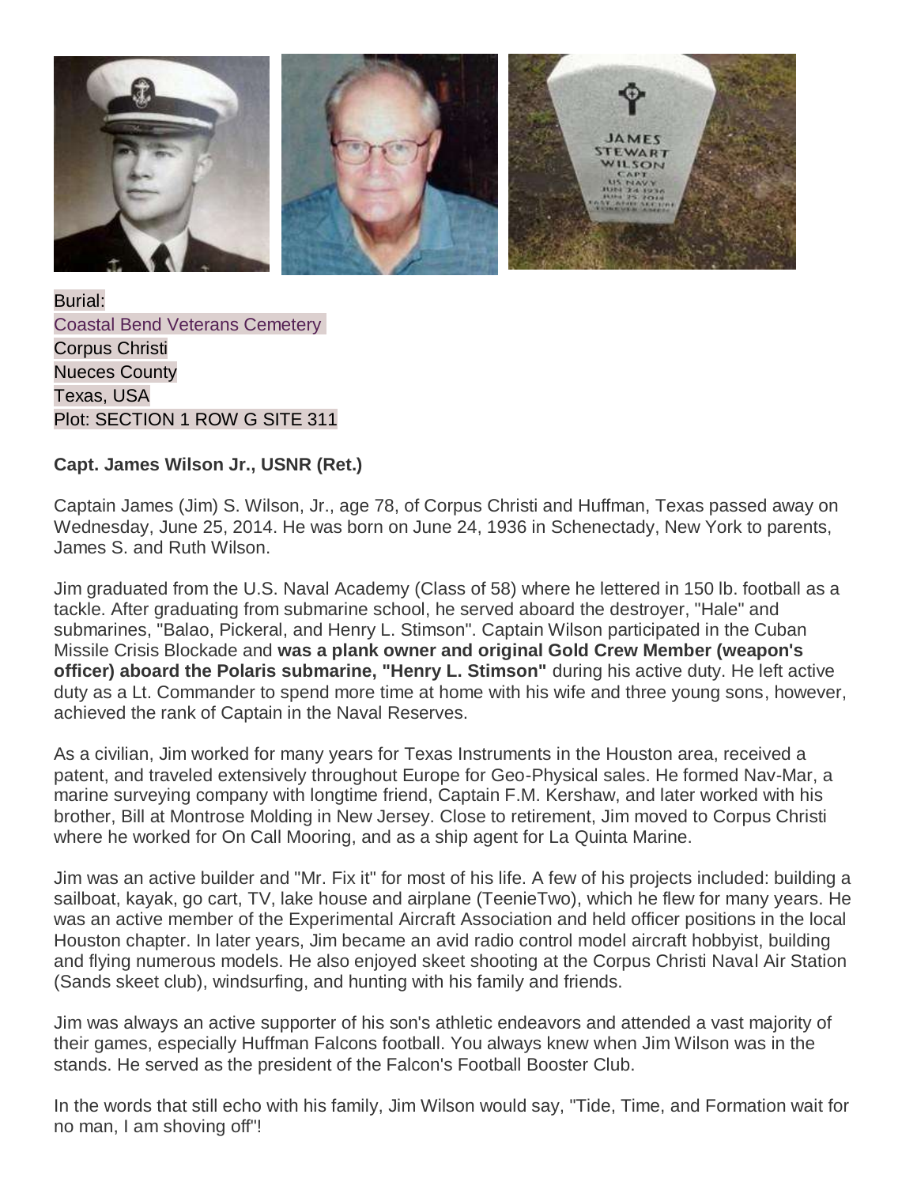Burial:
Coastal Bend Veterans Cemetery
Corpus Christi
Nueces County
Texas, USA
Plot: SECTION 1 ROW G SITE 311

**Capt. James Wilson Jr., USNR (Ret.)**

Captain James (Jim) S. Wilson, Jr., age 78, of Corpus Christi and Huffman, Texas passed away on Wednesday, June 25, 2014. He was born on June 24, 1936 in Schenectady, New York to parents, James S. and Ruth Wilson.

Jim graduated from the U.S. Naval Academy (Class of 58) where he lettered in 150 lb. football as a tackle. After graduating from submarine school, he served aboard the destroyer, "Hale" and submarines, "Balao, Pickeral, and Henry L. Stimson". Captain Wilson participated in the Cuban Missile Crisis Blockade and **was a plank owner and original Gold Crew Member (weapon's officer) aboard the Polaris submarine, "Henry L. Stimson"** during his active duty. He left active duty as a Lt. Commander to spend more time at home with his wife and three young sons, however, achieved the rank of Captain in the Naval Reserves.

As a civilian, Jim worked for many years for Texas Instruments in the Houston area, received a patent, and traveled extensively throughout Europe for Geo-Physical sales. He formed Nav-Mar, a marine surveying company with longtime friend, Captain F.M. Kershaw, and later worked with his brother, Bill at Montrose Molding in New Jersey. Close to retirement, Jim moved to Corpus Christi where he worked for On Call Mooring, and as a ship agent for La Quinta Marine.

Jim was an active builder and "Mr. Fix it" for most of his life. A few of his projects included: building a sailboat, kayak, go cart, TV, lake house and airplane (TeenieTwo), which he flew for many years. He was an active member of the Experimental Aircraft Association and held officer positions in the local Houston chapter. In later years, Jim became an avid radio control model aircraft hobbyist, building and flying numerous models. He also enjoyed skeet shooting at the Corpus Christi Naval Air Station (Sands skeet club), windsurfing, and hunting with his family and friends.

Jim was always an active supporter of his son's athletic endeavors and attended a vast majority of their games, especially Huffman Falcons football. You always knew when Jim Wilson was in the stands. He served as the president of the Falcon's Football Booster Club.

In the words that still echo with his family, Jim Wilson would say, "Tide, Time, and Formation wait for no man, I am shoving off"!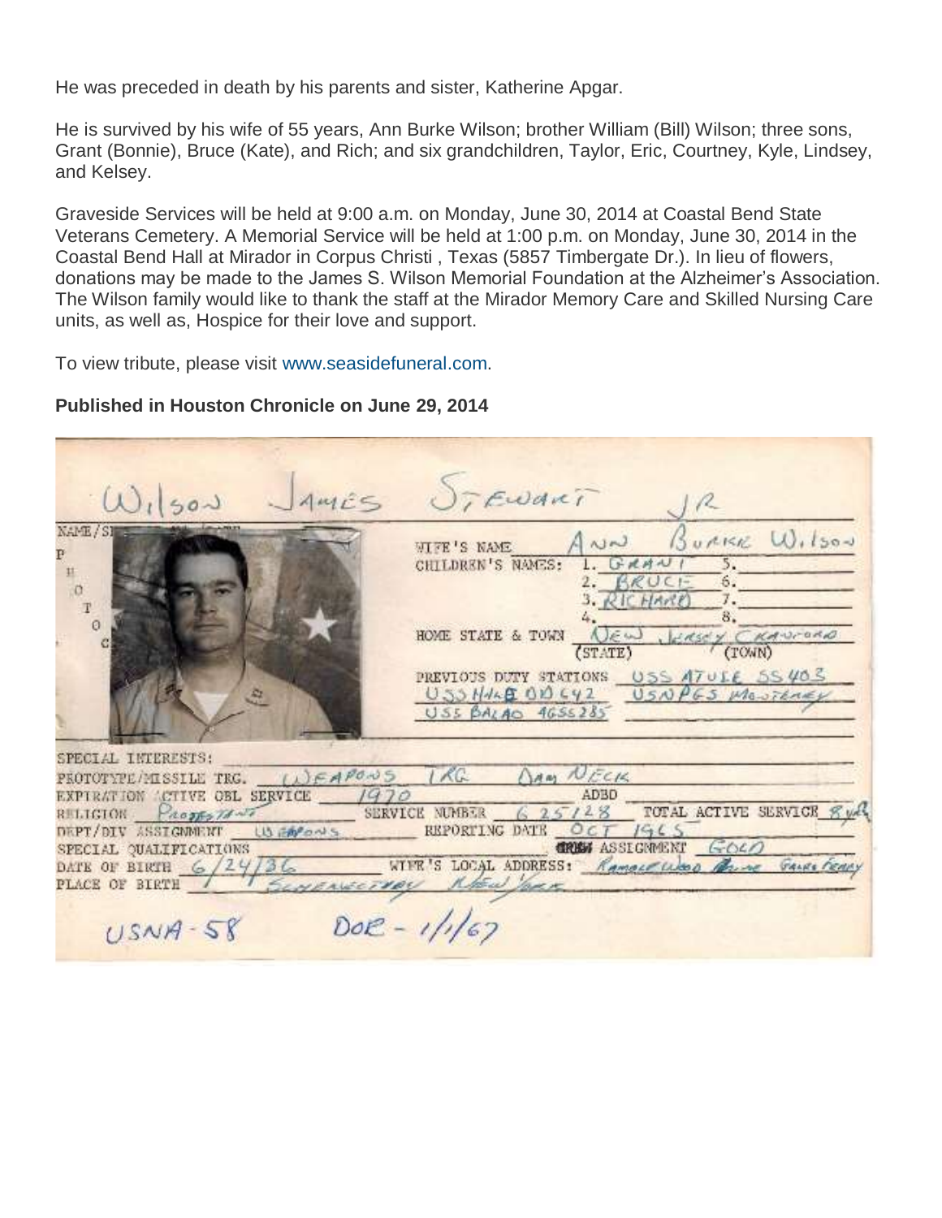He was preceded in death by his parents and sister, Katherine Apgar.

He is survived by his wife of 55 years, Ann Burke Wilson; brother William (Bill) Wilson; three sons, Grant (Bonnie), Bruce (Kate), and Rich; and six grandchildren, Taylor, Eric, Courtney, Kyle, Lindsey, and Kelsey.

Graveside Services will be held at 9:00 a.m. on Monday, June 30, 2014 at Coastal Bend State Veterans Cemetery. A Memorial Service will be held at 1:00 p.m. on Monday, June 30, 2014 in the Coastal Bend Hall at Mirador in Corpus Christi , Texas (5857 Timbergate Dr.). In lieu of flowers, donations may be made to the James S. Wilson Memorial Foundation at the Alzheimer's Association. The Wilson family would like to thank the staff at the Mirador Memory Care and Skilled Nursing Care units, as well as, Hospice for their love and support.

To view tribute, please visit www.seasidefuneral.com.

**Published in Houston Chronicle on June 29, 2014**

Wilson James Stewart JR

NAME/S

PHOTO

WIFE'S NAME: Ann Burke Wilson

CHILDREN'S NAMES: 1. Grant 2. Bruce 3. Richard 4. 5. 6. 7. 8.

HOME STATE & TOWN: New Jersey (STATE) Cranford (TOWN)

PREVIOUS DUTY STATIONS: USS Atule SS 403, USS Hale DD 642, USNPGS Monterey, USS Balao AGSS 285

SPECIAL INTERESTS:

PROTOTYPE/MISSILE TRG.: Weapons TRG Dam Neck

EXPIRATION ACTIVE OBL SERVICE: 1970

ADBD

RELIGION: Protestant

SERVICE NUMBER: 625128

TOTAL ACTIVE SERVICE: 8 yrs

DEPT/DIV ASSIGNMENT: Weapons

REPORTING DATE: Oct 1965

SPECIAL QUALIFICATIONS

CREW ASSIGNMENT: Gold

DATE OF BIRTH: 6/24/36

WIFE'S LOCAL ADDRESS: Ramblewood Drive Gales Ferry

PLACE OF BIRTH: Schenectady New York

USNA-58 DOR - 1/1/67